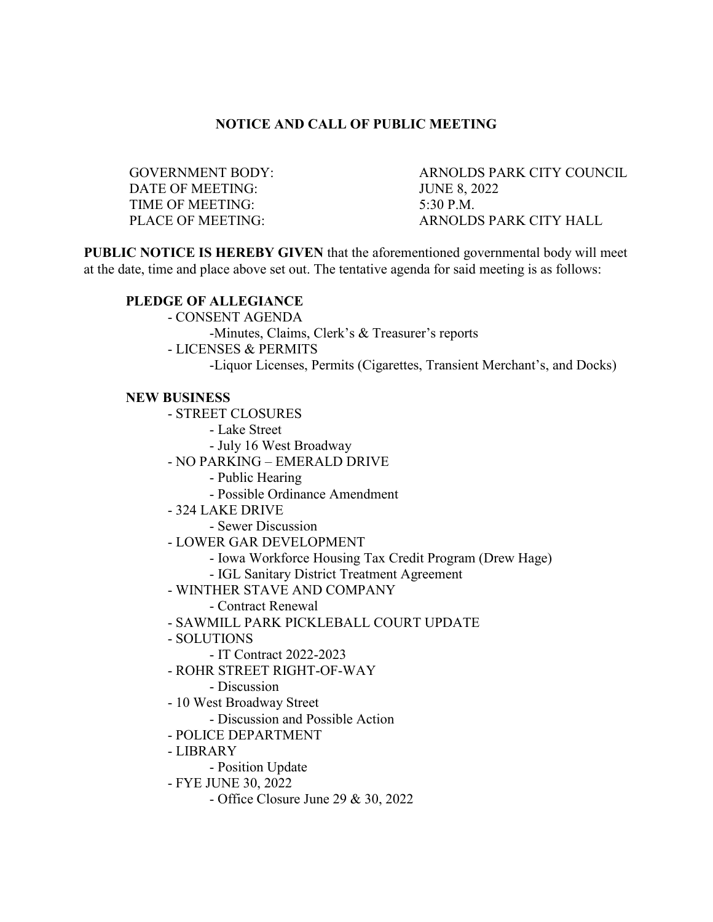# NOTICE AND CALL OF PUBLIC MEETING

| | |
|---|---|
| GOVERNMENT BODY: | ARNOLDS PARK CITY COUNCIL |
| DATE OF MEETING: | JUNE 8, 2022 |
| TIME OF MEETING: | 5:30 P.M. |
| PLACE OF MEETING: | ARNOLDS PARK CITY HALL |

**PUBLIC NOTICE IS HEREBY GIVEN** that the aforementioned governmental body will meet at the date, time and place above set out. The tentative agenda for said meeting is as follows:

**PLEDGE OF ALLEGIANCE**

- CONSENT AGENDA
    - Minutes, Claims, Clerk's & Treasurer's reports
- LICENSES & PERMITS
    - Liquor Licenses, Permits (Cigarettes, Transient Merchant's, and Docks)

**NEW BUSINESS**

- STREET CLOSURES
    - Lake Street
    - July 16 West Broadway
- NO PARKING – EMERALD DRIVE
    - Public Hearing
    - Possible Ordinance Amendment
- 324 LAKE DRIVE
    - Sewer Discussion
- LOWER GAR DEVELOPMENT
    - Iowa Workforce Housing Tax Credit Program (Drew Hage)
    - IGL Sanitary District Treatment Agreement
- WINTHER STAVE AND COMPANY
    - Contract Renewal
- SAWMILL PARK PICKLEBALL COURT UPDATE
- SOLUTIONS
    - IT Contract 2022-2023
- ROHR STREET RIGHT-OF-WAY
    - Discussion
- 10 West Broadway Street
    - Discussion and Possible Action
- POLICE DEPARTMENT
- LIBRARY
    - Position Update
- FYE JUNE 30, 2022
    - Office Closure June 29 & 30, 2022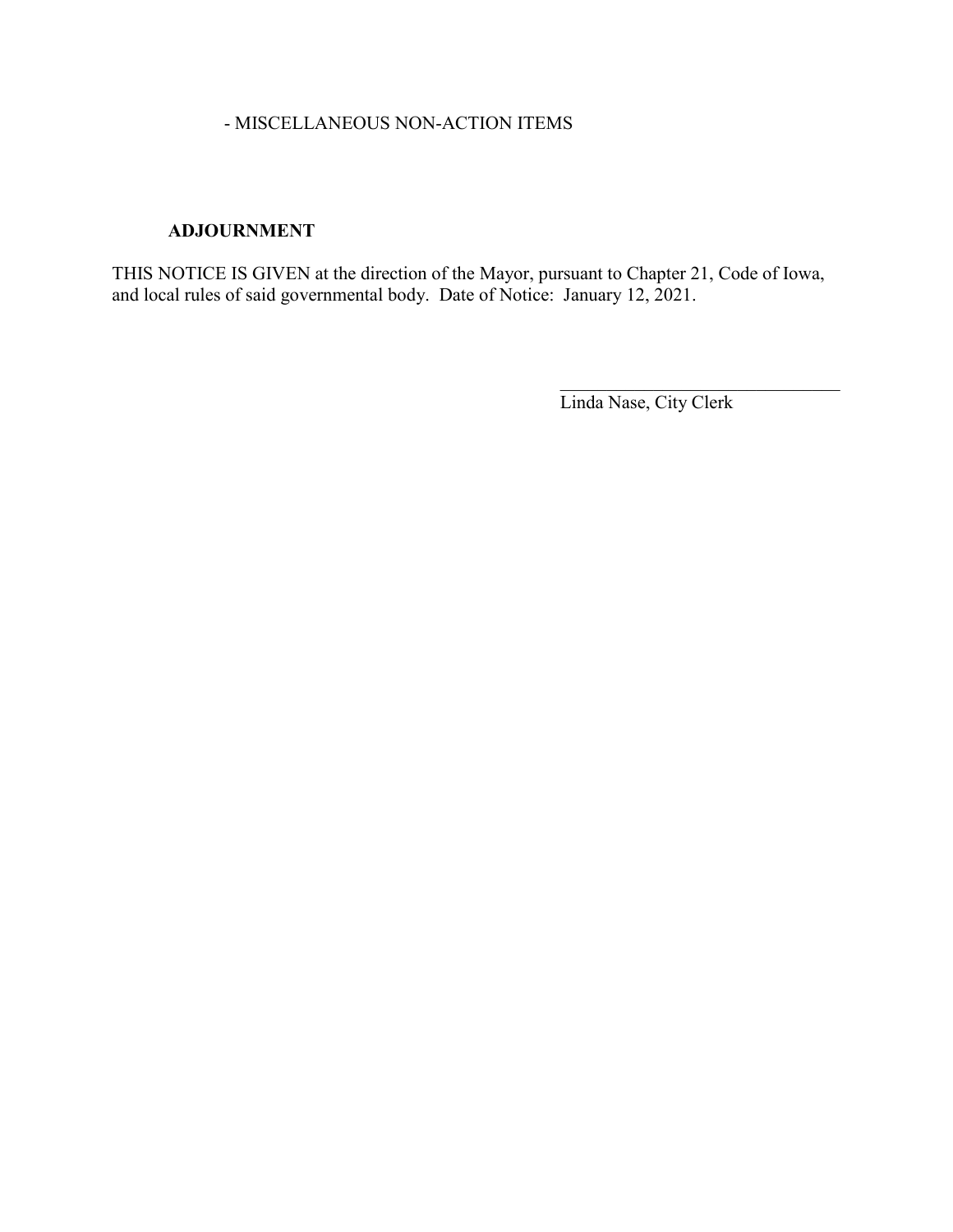- MISCELLANEOUS NON-ACTION ITEMS

**ADJOURNMENT**

THIS NOTICE IS GIVEN at the direction of the Mayor, pursuant to Chapter 21, Code of Iowa, and local rules of said governmental body. Date of Notice: January 12, 2021.

_______________________________

Linda Nase, City Clerk